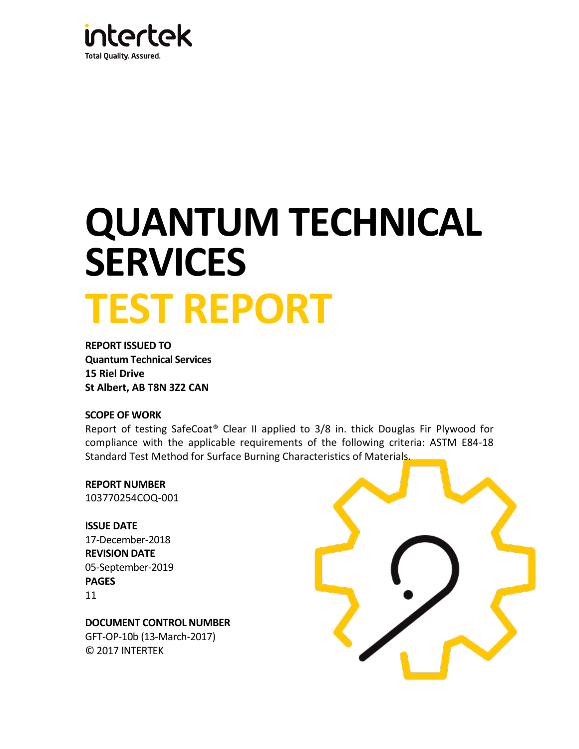intertek

Total Quality. Assured.

# QUANTUM TECHNICAL SERVICES

# TEST REPORT

**REPORT ISSUED TO**
**Quantum Technical Services**
**15 Riel Drive**
**St Albert, AB T8N 3Z2 CAN**

**SCOPE OF WORK**

Report of testing SafeCoat® Clear II applied to 3/8 in. thick Douglas Fir Plywood for compliance with the applicable requirements of the following criteria: ASTM E84-18 Standard Test Method for Surface Burning Characteristics of Materials.

**REPORT NUMBER**
103770254COQ-001

**ISSUE DATE**
17-December-2018

**REVISION DATE**
05-September-2019

**PAGES**
11

**DOCUMENT CONTROL NUMBER**
GFT-OP-10b (13-March-2017)
© 2017 INTERTEK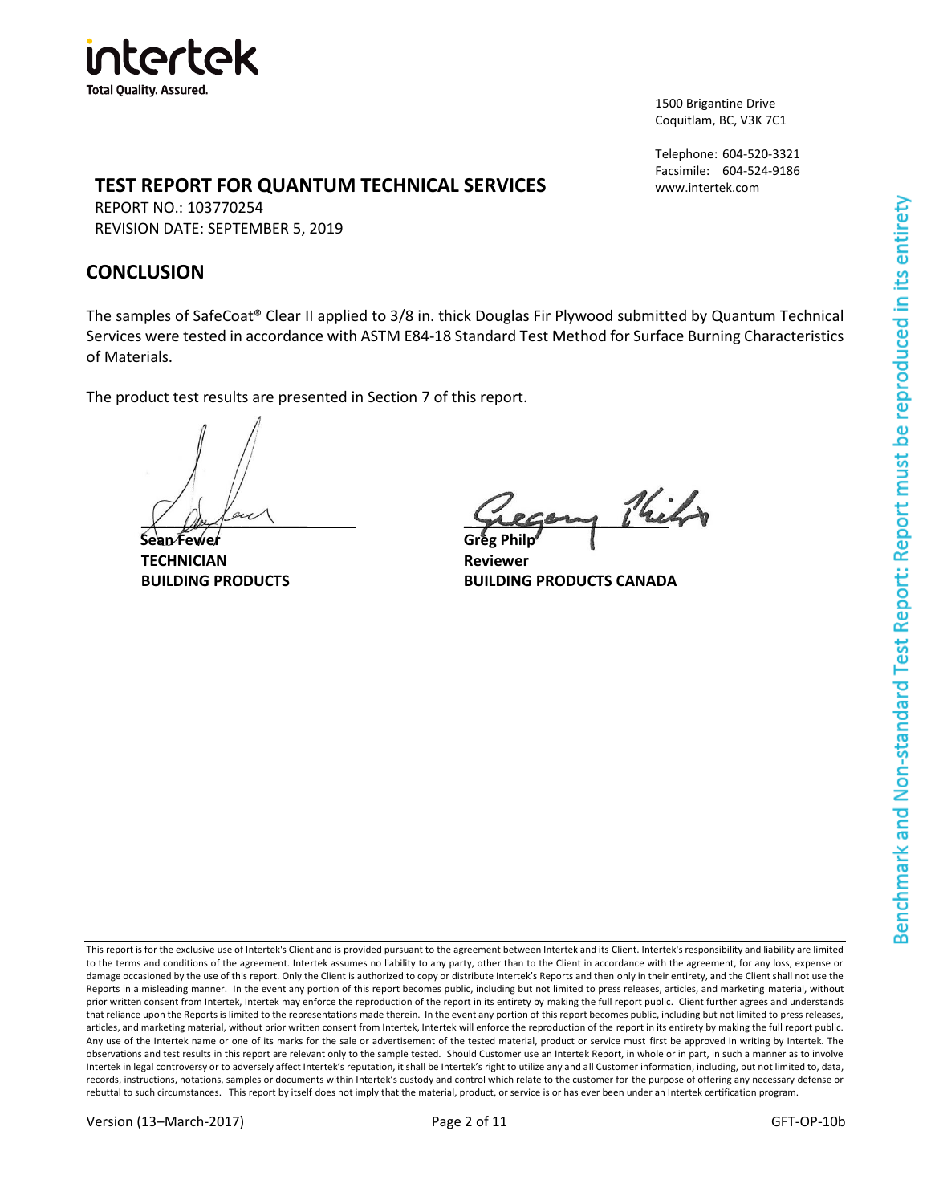intertek
Total Quality. Assured.

1500 Brigantine Drive
Coquitlam, BC, V3K 7C1

Telephone: 604-520-3321
Facsimile: 604-524-9186
www.intertek.com

## TEST REPORT FOR QUANTUM TECHNICAL SERVICES

REPORT NO.: 103770254
REVISION DATE: SEPTEMBER 5, 2019

## CONCLUSION

The samples of SafeCoat® Clear II applied to 3/8 in. thick Douglas Fir Plywood submitted by Quantum Technical Services were tested in accordance with ASTM E84-18 Standard Test Method for Surface Burning Characteristics of Materials.

The product test results are presented in Section 7 of this report.

**Sean Fewer**
**TECHNICIAN**
**BUILDING PRODUCTS**

**Greg Philp**
**Reviewer**
**BUILDING PRODUCTS CANADA**

Benchmark and Non-standard Test Report: Report must be reproduced in its entirety

This report is for the exclusive use of Intertek's Client and is provided pursuant to the agreement between Intertek and its Client. Intertek's responsibility and liability are limited to the terms and conditions of the agreement. Intertek assumes no liability to any party, other than to the Client in accordance with the agreement, for any loss, expense or damage occasioned by the use of this report. Only the Client is authorized to copy or distribute Intertek's Reports and then only in their entirety, and the Client shall not use the Reports in a misleading manner. In the event any portion of this report becomes public, including but not limited to press releases, articles, and marketing material, without prior written consent from Intertek, Intertek may enforce the reproduction of the report in its entirety by making the full report public. Client further agrees and understands that reliance upon the Reports is limited to the representations made therein. In the event any portion of this report becomes public, including but not limited to press releases, articles, and marketing material, without prior written consent from Intertek, Intertek will enforce the reproduction of the report in its entirety by making the full report public. Any use of the Intertek name or one of its marks for the sale or advertisement of the tested material, product or service must first be approved in writing by Intertek. The observations and test results in this report are relevant only to the sample tested. Should Customer use an Intertek Report, in whole or in part, in such a manner as to involve Intertek in legal controversy or to adversely affect Intertek's reputation, it shall be Intertek's right to utilize any and all Customer information, including, but not limited to, data, records, instructions, notations, samples or documents within Intertek's custody and control which relate to the customer for the purpose of offering any necessary defense or rebuttal to such circumstances. This report by itself does not imply that the material, product, or service is or has ever been under an Intertek certification program.

Version (13–March-2017) GFT-OP-10b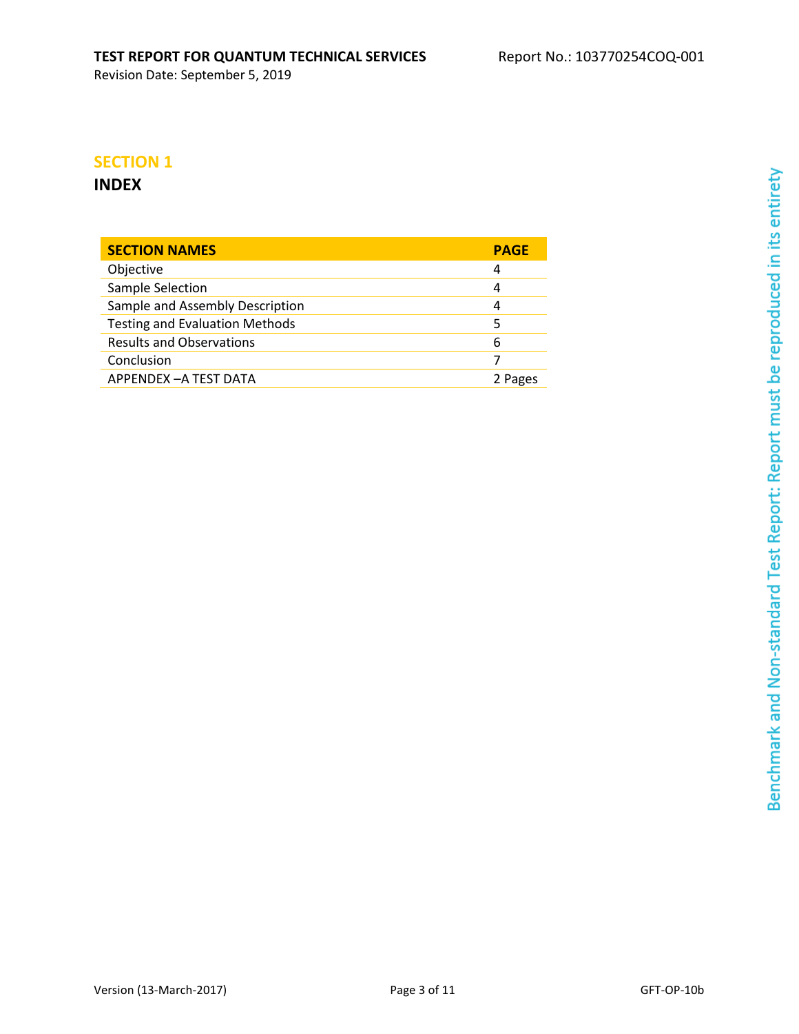# SECTION 1

## INDEX

| SECTION NAMES | PAGE |
|---|---|
| Objective | 4 |
| Sample Selection | 4 |
| Sample and Assembly Description | 4 |
| Testing and Evaluation Methods | 5 |
| Results and Observations | 6 |
| Conclusion | 7 |
| APPENDEX –A TEST DATA | 2 Pages |

Benchmark and Non-standard Test Report: Report must be reproduced in its entirety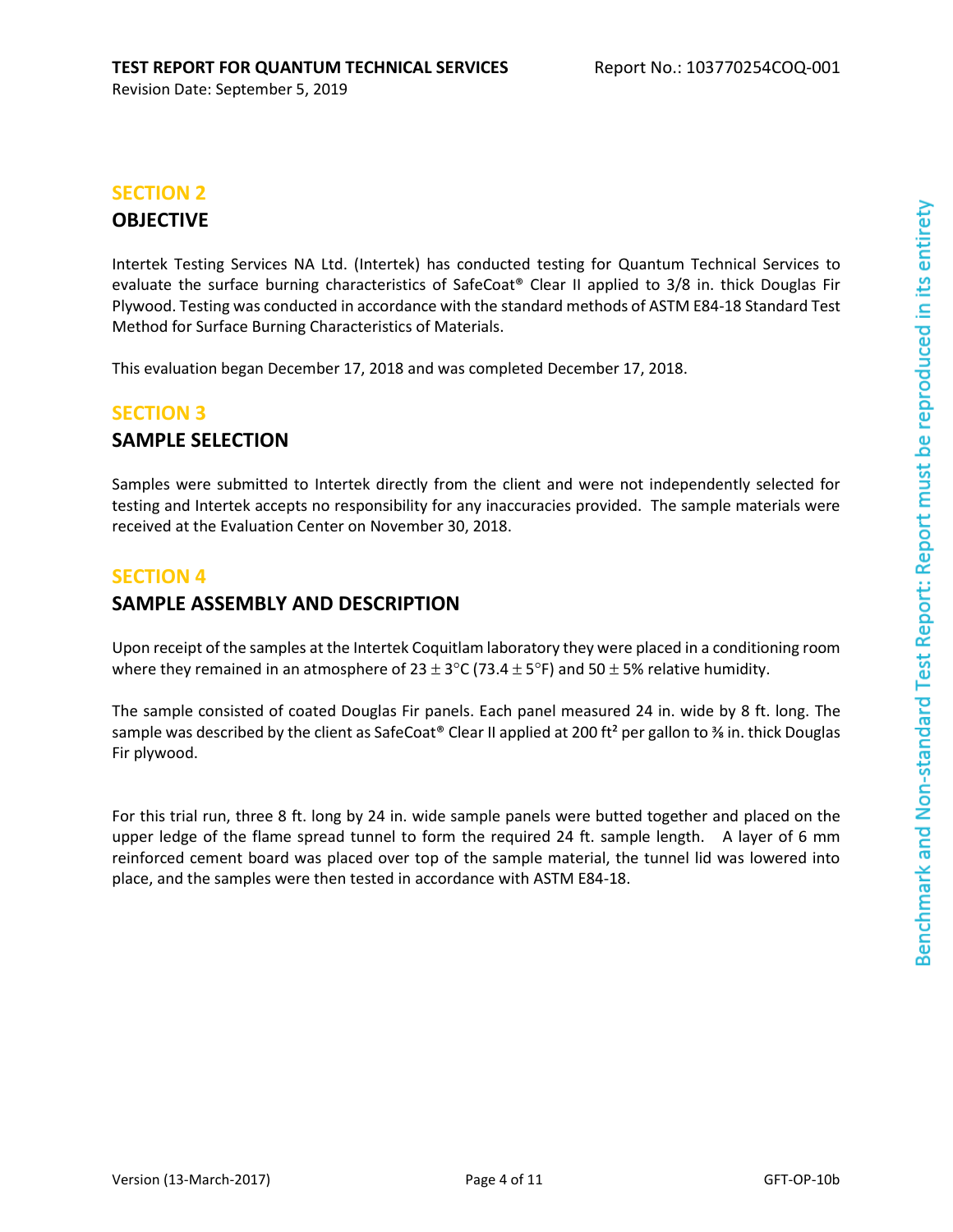## SECTION 2

## OBJECTIVE

Intertek Testing Services NA Ltd. (Intertek) has conducted testing for Quantum Technical Services to evaluate the surface burning characteristics of SafeCoat® Clear II applied to 3/8 in. thick Douglas Fir Plywood. Testing was conducted in accordance with the standard methods of ASTM E84-18 Standard Test Method for Surface Burning Characteristics of Materials.

This evaluation began December 17, 2018 and was completed December 17, 2018.

## SECTION 3

## SAMPLE SELECTION

Samples were submitted to Intertek directly from the client and were not independently selected for testing and Intertek accepts no responsibility for any inaccuracies provided. The sample materials were received at the Evaluation Center on November 30, 2018.

## SECTION 4

## SAMPLE ASSEMBLY AND DESCRIPTION

Upon receipt of the samples at the Intertek Coquitlam laboratory they were placed in a conditioning room where they remained in an atmosphere of $23 \pm 3°C$ ($73.4 \pm 5°F$) and $50 \pm 5\%$ relative humidity.

The sample consisted of coated Douglas Fir panels. Each panel measured 24 in. wide by 8 ft. long. The sample was described by the client as SafeCoat® Clear II applied at 200 ft² per gallon to ⅜ in. thick Douglas Fir plywood.

For this trial run, three 8 ft. long by 24 in. wide sample panels were butted together and placed on the upper ledge of the flame spread tunnel to form the required 24 ft. sample length. A layer of 6 mm reinforced cement board was placed over top of the sample material, the tunnel lid was lowered into place, and the samples were then tested in accordance with ASTM E84-18.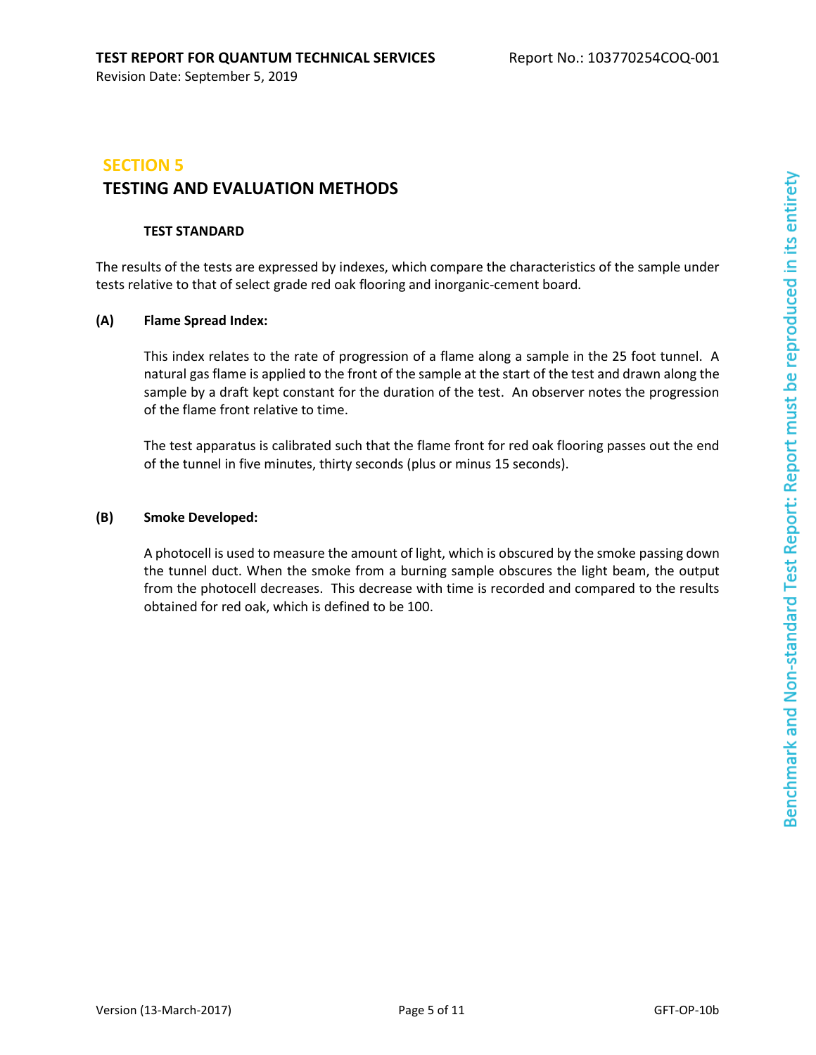# SECTION 5

## TESTING AND EVALUATION METHODS

### TEST STANDARD

The results of the tests are expressed by indexes, which compare the characteristics of the sample under tests relative to that of select grade red oak flooring and inorganic-cement board.

**(A) Flame Spread Index:**

This index relates to the rate of progression of a flame along a sample in the 25 foot tunnel. A natural gas flame is applied to the front of the sample at the start of the test and drawn along the sample by a draft kept constant for the duration of the test. An observer notes the progression of the flame front relative to time.

The test apparatus is calibrated such that the flame front for red oak flooring passes out the end of the tunnel in five minutes, thirty seconds (plus or minus 15 seconds).

**(B) Smoke Developed:**

A photocell is used to measure the amount of light, which is obscured by the smoke passing down the tunnel duct. When the smoke from a burning sample obscures the light beam, the output from the photocell decreases. This decrease with time is recorded and compared to the results obtained for red oak, which is defined to be 100.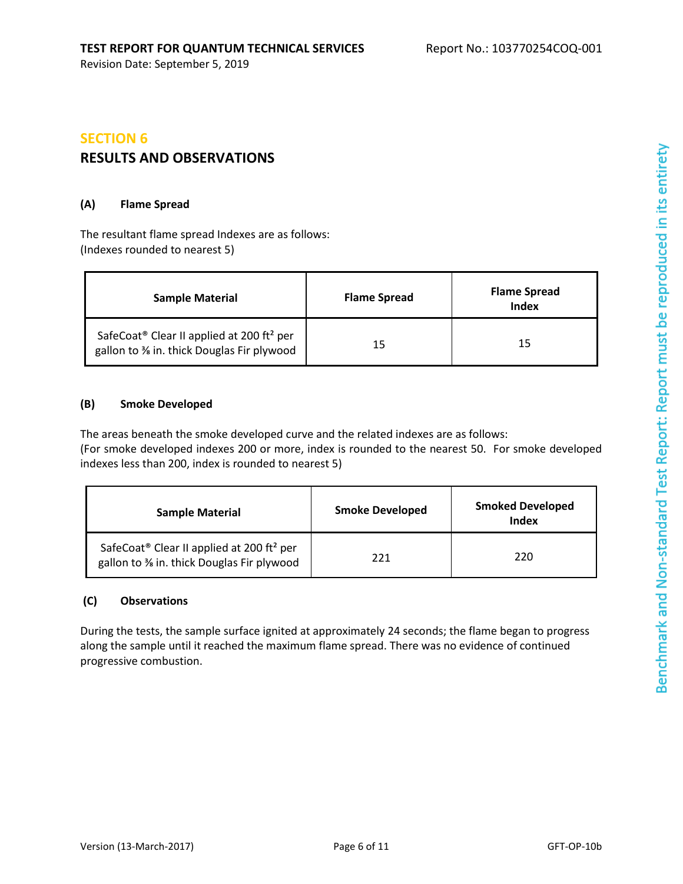## SECTION 6

## RESULTS AND OBSERVATIONS

### (A) Flame Spread

The resultant flame spread Indexes are as follows:
(Indexes rounded to nearest 5)

| Sample Material | Flame Spread | Flame Spread Index |
|---|---|---|
| SafeCoat® Clear II applied at 200 ft² per gallon to ⅜ in. thick Douglas Fir plywood | 15 | 15 |

### (B) Smoke Developed

The areas beneath the smoke developed curve and the related indexes are as follows:
(For smoke developed indexes 200 or more, index is rounded to the nearest 50. For smoke developed indexes less than 200, index is rounded to nearest 5)

| Sample Material | Smoke Developed | Smoked Developed Index |
|---|---|---|
| SafeCoat® Clear II applied at 200 ft² per gallon to ⅜ in. thick Douglas Fir plywood | 221 | 220 |

### (C) Observations

During the tests, the sample surface ignited at approximately 24 seconds; the flame began to progress along the sample until it reached the maximum flame spread. There was no evidence of continued progressive combustion.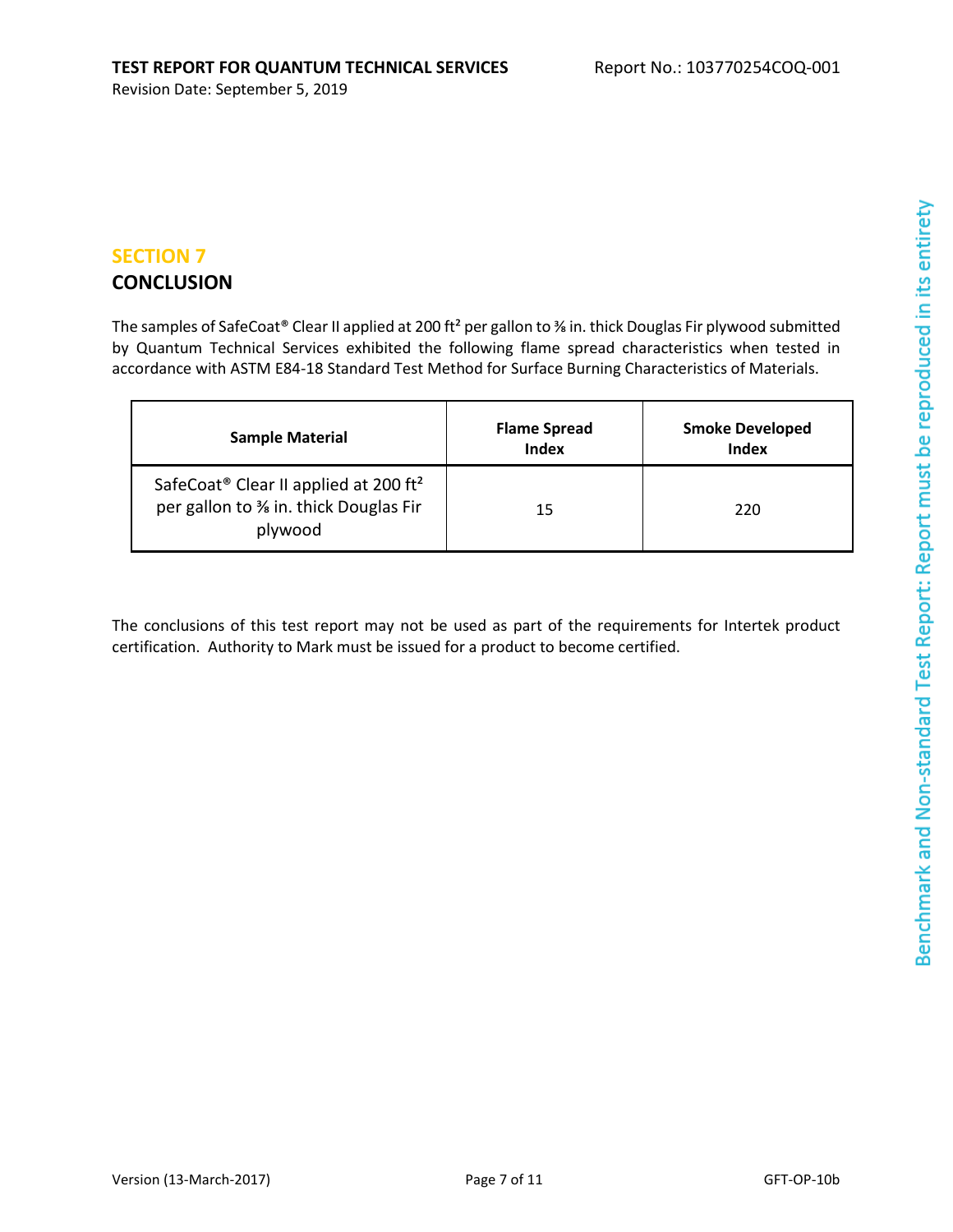## SECTION 7

## CONCLUSION

The samples of SafeCoat® Clear II applied at 200 ft² per gallon to ⅜ in. thick Douglas Fir plywood submitted by Quantum Technical Services exhibited the following flame spread characteristics when tested in accordance with ASTM E84-18 Standard Test Method for Surface Burning Characteristics of Materials.

| Sample Material | Flame Spread Index | Smoke Developed Index |
|---|---|---|
| SafeCoat® Clear II applied at 200 ft² per gallon to ⅜ in. thick Douglas Fir plywood | 15 | 220 |

The conclusions of this test report may not be used as part of the requirements for Intertek product certification. Authority to Mark must be issued for a product to become certified.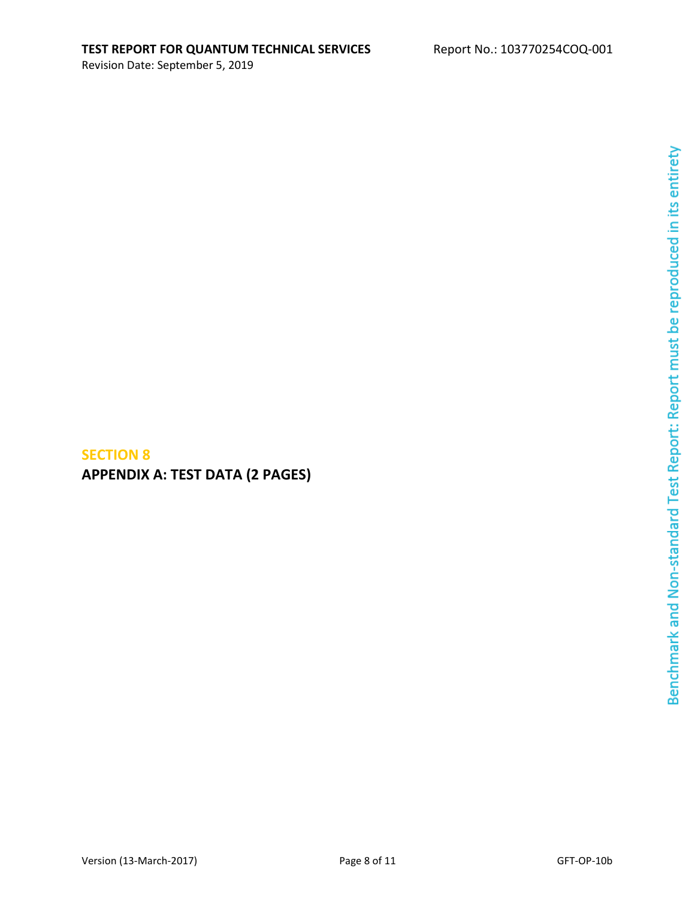## SECTION 8

## APPENDIX A: TEST DATA (2 PAGES)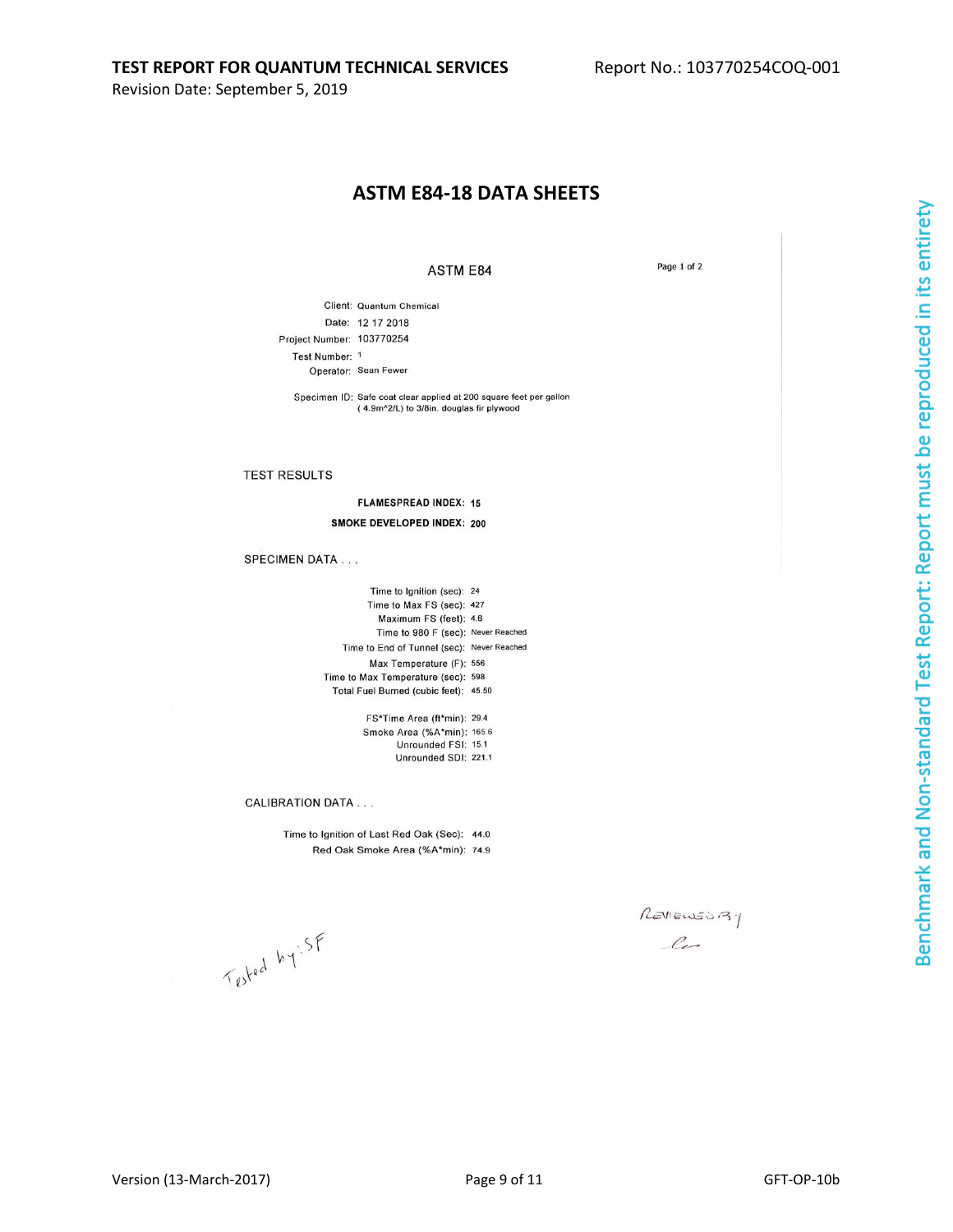## ASTM E84-18 DATA SHEETS

ASTM E84

Page 1 of 2

Client: Quantum Chemical
Date: 12 17 2018
Project Number: 103770254
Test Number: 1
Operator: Sean Fewer

Specimen ID: Safe coat clear applied at 200 square feet per gallon ( 4.9m^2/L) to 3/8in. douglas fir plywood

### TEST RESULTS

**FLAMESPREAD INDEX: 15**

**SMOKE DEVELOPED INDEX: 200**

### SPECIMEN DATA . . .

Time to Ignition (sec): 24
Time to Max FS (sec): 427
Maximum FS (feet): 4.6
Time to 980 F (sec): Never Reached
Time to End of Tunnel (sec): Never Reached
Max Temperature (F): 556
Time to Max Temperature (sec): 598
Total Fuel Burned (cubic feet): 45.50

FS*Time Area (ft*min): 29.4
Smoke Area (%A*min): 165.6
Unrounded FSI: 15.1
Unrounded SDI: 221.1

### CALIBRATION DATA . . .

Time to Ignition of Last Red Oak (Sec): 44.0
Red Oak Smoke Area (%A*min): 74.9

Tested by: SF

REVIEWED BY

Benchmark and Non-standard Test Report: Report must be reproduced in its entirety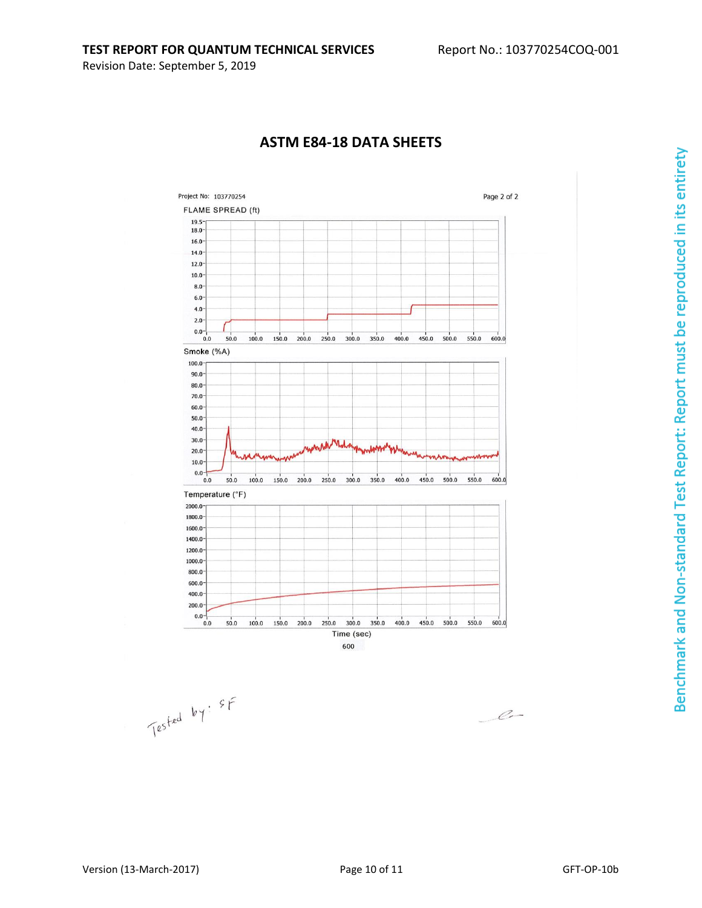## ASTM E84-18 DATA SHEETS

Project No: 103770254

Page 2 of 2

FLAME SPREAD (ft)

Smoke (%A)

Temperature (°F)

Time (sec)

600

Tested by: SF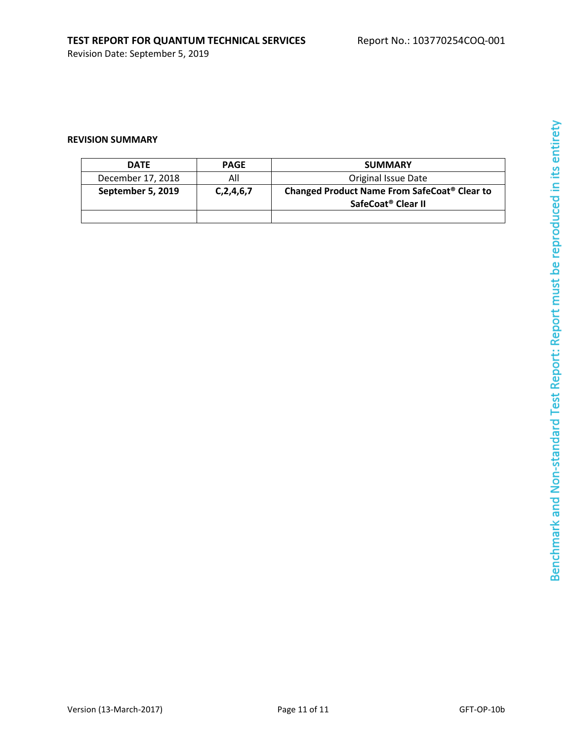**REVISION SUMMARY**

| DATE | PAGE | SUMMARY |
|---|---|---|
| December 17, 2018 | All | Original Issue Date |
| **September 5, 2019** | **C,2,4,6,7** | **Changed Product Name From SafeCoat® Clear to SafeCoat® Clear II** |
| | | |